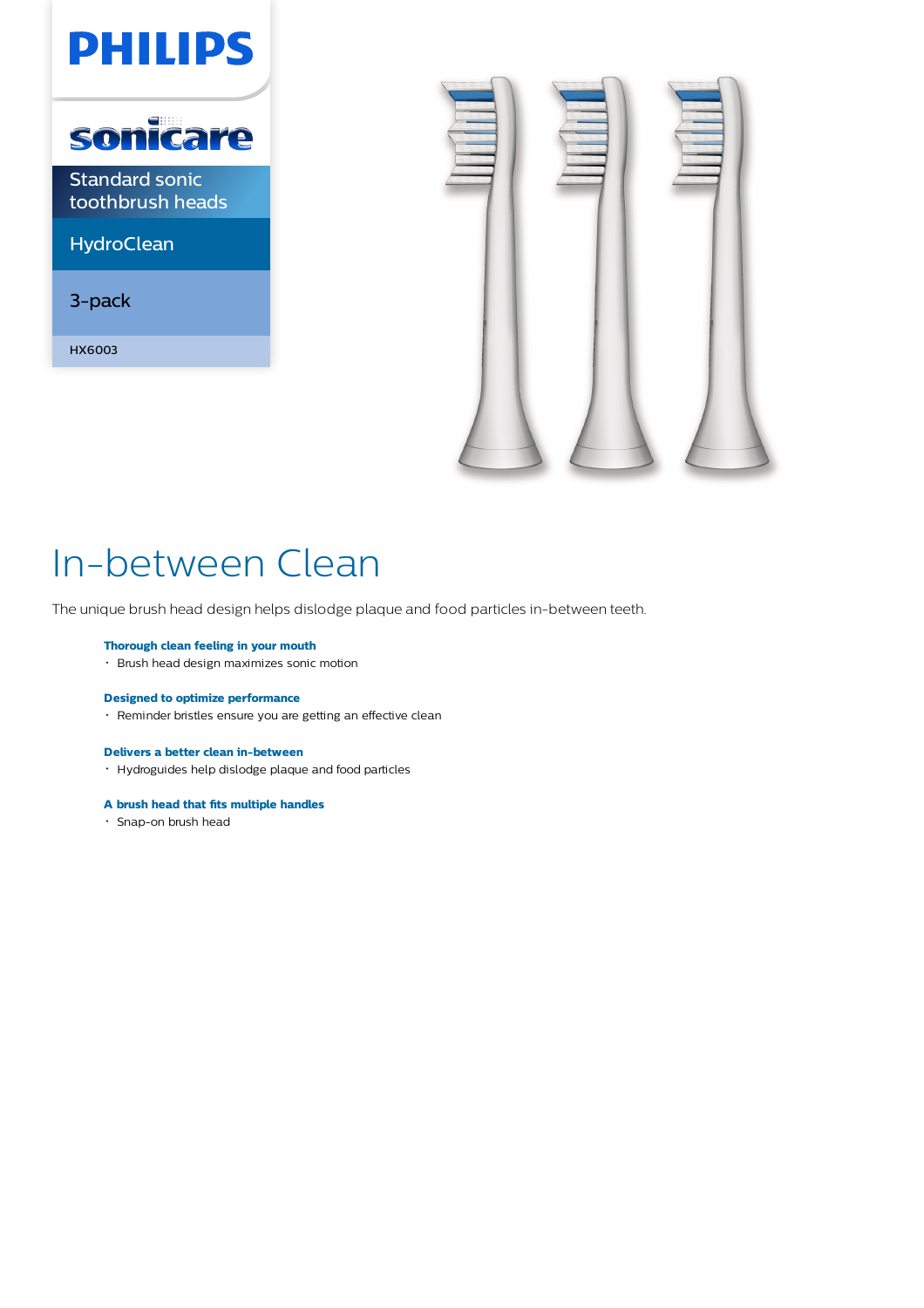PHILIPS

sonicare

Standard sonic toothbrush heads

HydroClean

3-pack

HX6003

# In-between Clean

The unique brush head design helps dislodge plaque and food particles in-between teeth.

**Thorough clean feeling in your mouth**

- Brush head design maximizes sonic motion

**Designed to optimize performance**

- Reminder bristles ensure you are getting an effective clean

**Delivers a better clean in-between**

- Hydroguides help dislodge plaque and food particles

**A brush head that fits multiple handles**

- Snap-on brush head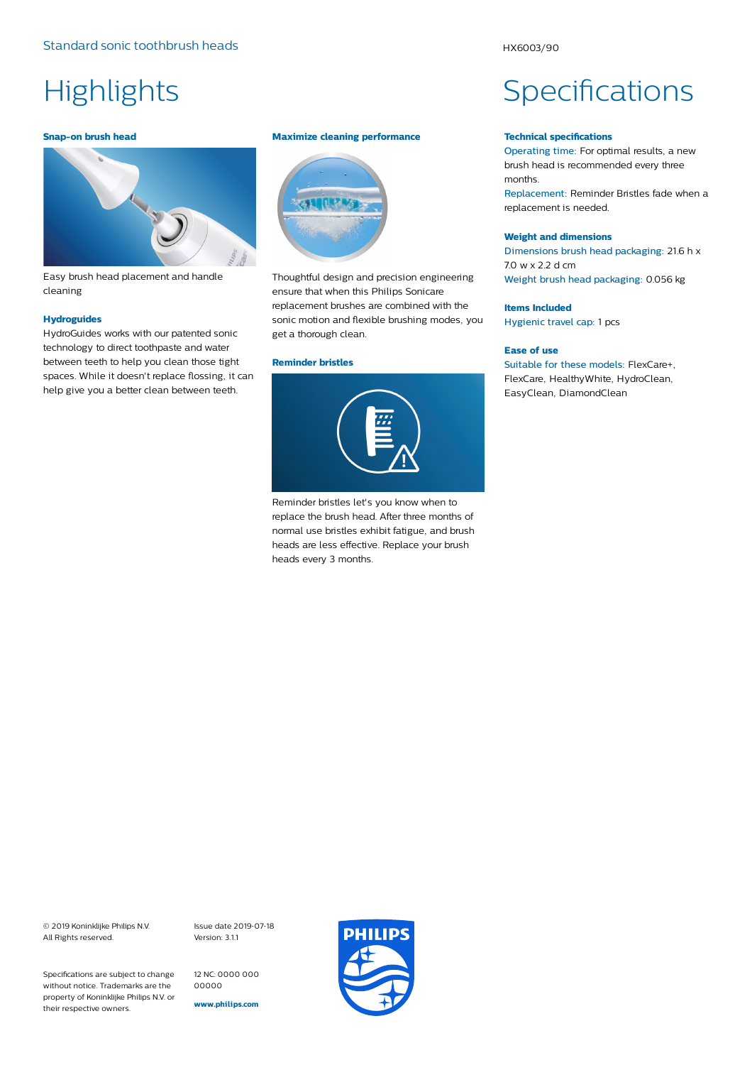# Highlights

### Snap-on brush head

Easy brush head placement and handle cleaning

### Hydroguides

HydroGuides works with our patented sonic technology to direct toothpaste and water between teeth to help you clean those tight spaces. While it doesn't replace flossing, it can help give you a better clean between teeth.

### Maximize cleaning performance

Thoughtful design and precision engineering ensure that when this Philips Sonicare replacement brushes are combined with the sonic motion and flexible brushing modes, you get a thorough clean.

### Reminder bristles

Reminder bristles let's you know when to replace the brush head. After three months of normal use bristles exhibit fatigue, and brush heads are less effective. Replace your brush heads every 3 months.

# Specifications

### Technical specifications

- Operating time: For optimal results, a new brush head is recommended every three months.
- Replacement: Reminder Bristles fade when a replacement is needed.

### Weight and dimensions

- Dimensions brush head packaging: 21.6 h x 7.0 w x 2.2 d cm
- Weight brush head packaging: 0.056 kg

### Items Included

- Hygienic travel cap: 1 pcs

### Ease of use

- Suitable for these models: FlexCare+, FlexCare, HealthyWhite, HydroClean, EasyClean, DiamondClean

© 2019 Koninklijke Philips N.V.
All Rights reserved.

Specifications are subject to change without notice. Trademarks are the property of Koninklijke Philips N.V. or their respective owners.

Issue date 2019-07-18
Version: 3.1.1

12 NC: 0000 000 00000

www.philips.com